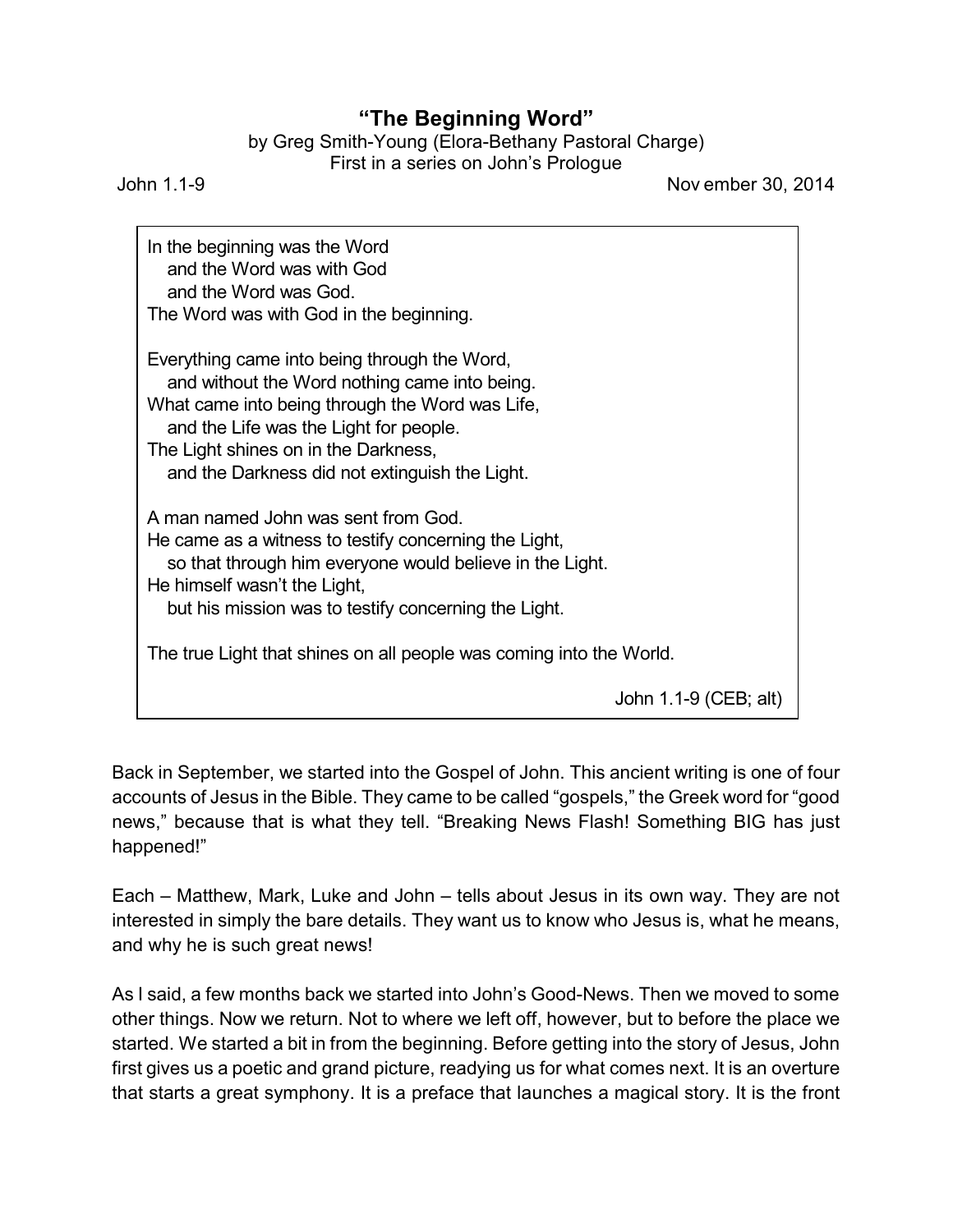# "The Beginning Word"

by Greg Smith-Young (Elora-Bethany Pastoral Charge)
First in a series on John's Prologue

John 1.1-9 Nov ember 30, 2014

> In the beginning was the Word
>   and the Word was with God
>   and the Word was God.
> The Word was with God in the beginning.
>
> Everything came into being through the Word,
>   and without the Word nothing came into being.
> What came into being through the Word was Life,
>   and the Life was the Light for people.
> The Light shines on in the Darkness,
>   and the Darkness did not extinguish the Light.
>
> A man named John was sent from God.
> He came as a witness to testify concerning the Light,
>   so that through him everyone would believe in the Light.
> He himself wasn't the Light,
>   but his mission was to testify concerning the Light.
>
> The true Light that shines on all people was coming into the World.
>
> John 1.1-9 (CEB; alt)

Back in September, we started into the Gospel of John. This ancient writing is one of four accounts of Jesus in the Bible. They came to be called "gospels," the Greek word for "good news," because that is what they tell. "Breaking News Flash! Something BIG has just happened!"

Each – Matthew, Mark, Luke and John – tells about Jesus in its own way. They are not interested in simply the bare details. They want us to know who Jesus is, what he means, and why he is such great news!

As I said, a few months back we started into John's Good-News. Then we moved to some other things. Now we return. Not to where we left off, however, but to before the place we started. We started a bit in from the beginning. Before getting into the story of Jesus, John first gives us a poetic and grand picture, readying us for what comes next. It is an overture that starts a great symphony. It is a preface that launches a magical story. It is the front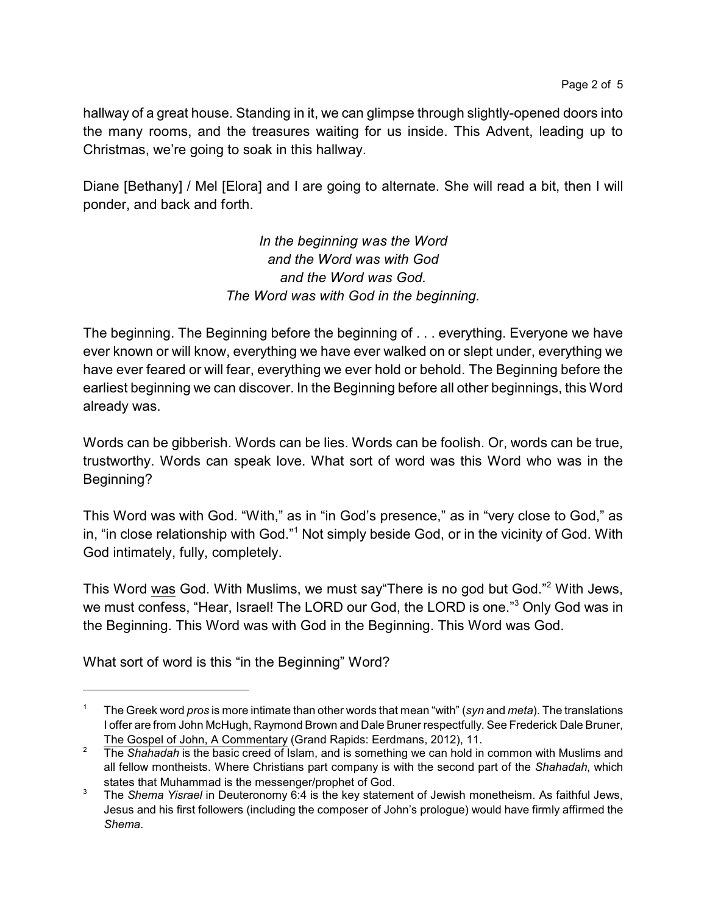hallway of a great house. Standing in it, we can glimpse through slightly-opened doors into the many rooms, and the treasures waiting for us inside. This Advent, leading up to Christmas, we're going to soak in this hallway.

Diane [Bethany] / Mel [Elora] and I are going to alternate. She will read a bit, then I will ponder, and back and forth.

*In the beginning was the Word*
*and the Word was with God*
*and the Word was God.*
*The Word was with God in the beginning.*

The beginning. The Beginning before the beginning of . . . everything. Everyone we have ever known or will know, everything we have ever walked on or slept under, everything we have ever feared or will fear, everything we ever hold or behold. The Beginning before the earliest beginning we can discover. In the Beginning before all other beginnings, this Word already was.

Words can be gibberish. Words can be lies. Words can be foolish. Or, words can be true, trustworthy. Words can speak love. What sort of word was this Word who was in the Beginning?

This Word was with God. "With," as in "in God's presence," as in "very close to God," as in, "in close relationship with God."[1] Not simply beside God, or in the vicinity of God. With God intimately, fully, completely.

This Word <u>was</u> God. With Muslims, we must say"There is no god but God."[2] With Jews, we must confess, "Hear, Israel! The LORD our God, the LORD is one."[3] Only God was in the Beginning. This Word was with God in the Beginning. This Word was God.

What sort of word is this "in the Beginning" Word?

---

[1] The Greek word *pros* is more intimate than other words that mean "with" (*syn* and *meta*). The translations I offer are from John McHugh, Raymond Brown and Dale Bruner respectfully. See Frederick Dale Bruner, <u>The Gospel of John, A Commentary</u> (Grand Rapids: Eerdmans, 2012), 11.

[2] The *Shahadah* is the basic creed of Islam, and is something we can hold in common with Muslims and all fellow montheists. Where Christians part company is with the second part of the *Shahadah*, which states that Muhammad is the messenger/prophet of God.

[3] The *Shema Yisrael* in Deuteronomy 6:4 is the key statement of Jewish monetheism. As faithful Jews, Jesus and his first followers (including the composer of John's prologue) would have firmly affirmed the *Shema*.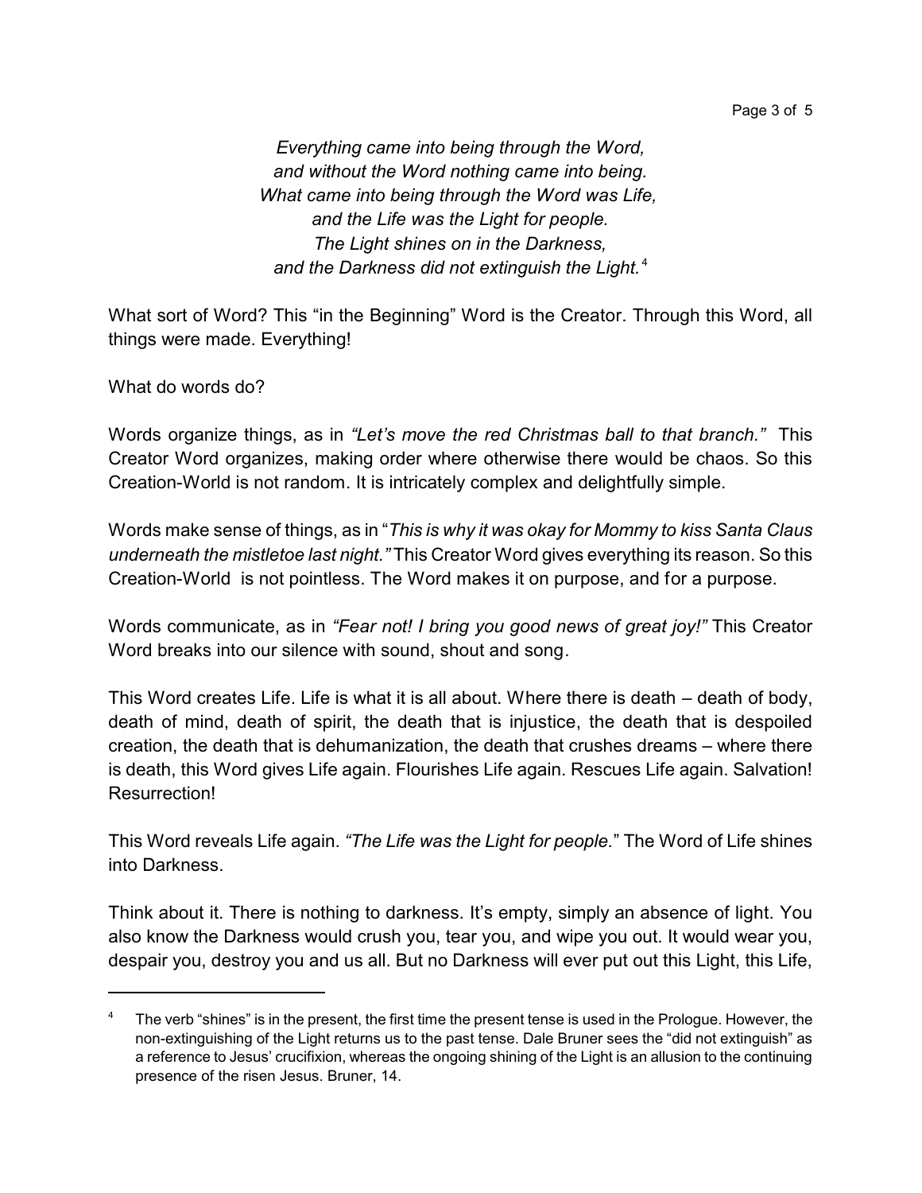*Everything came into being through the Word,*
*and without the Word nothing came into being.*
*What came into being through the Word was Life,*
*and the Life was the Light for people.*
*The Light shines on in the Darkness,*
*and the Darkness did not extinguish the Light.*[4]

What sort of Word? This "in the Beginning" Word is the Creator. Through this Word, all things were made. Everything!

What do words do?

Words organize things, as in *"Let's move the red Christmas ball to that branch."* This Creator Word organizes, making order where otherwise there would be chaos. So this Creation-World is not random. It is intricately complex and delightfully simple.

Words make sense of things, as in "*This is why it was okay for Mommy to kiss Santa Claus underneath the mistletoe last night."* This Creator Word gives everything its reason. So this Creation-World is not pointless. The Word makes it on purpose, and for a purpose.

Words communicate, as in *"Fear not! I bring you good news of great joy!"* This Creator Word breaks into our silence with sound, shout and song.

This Word creates Life. Life is what it is all about. Where there is death – death of body, death of mind, death of spirit, the death that is injustice, the death that is despoiled creation, the death that is dehumanization, the death that crushes dreams – where there is death, this Word gives Life again. Flourishes Life again. Rescues Life again. Salvation! Resurrection!

This Word reveals Life again. *"The Life was the Light for people.*" The Word of Life shines into Darkness.

Think about it. There is nothing to darkness. It's empty, simply an absence of light. You also know the Darkness would crush you, tear you, and wipe you out. It would wear you, despair you, destroy you and us all. But no Darkness will ever put out this Light, this Life,

---

[4] The verb "shines" is in the present, the first time the present tense is used in the Prologue. However, the non-extinguishing of the Light returns us to the past tense. Dale Bruner sees the "did not extinguish" as a reference to Jesus' crucifixion, whereas the ongoing shining of the Light is an allusion to the continuing presence of the risen Jesus. Bruner, 14.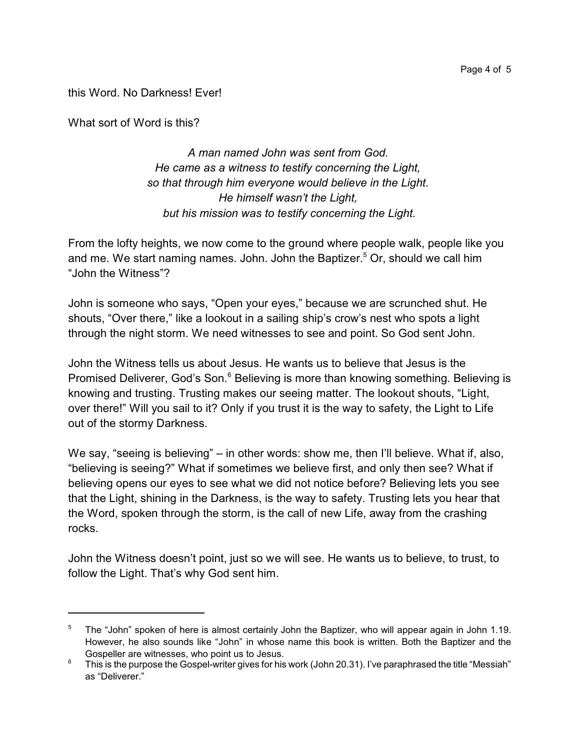this Word. No Darkness! Ever!

What sort of Word is this?

*A man named John was sent from God.*
*He came as a witness to testify concerning the Light,*
*so that through him everyone would believe in the Light.*
*He himself wasn't the Light,*
*but his mission was to testify concerning the Light.*

From the lofty heights, we now come to the ground where people walk, people like you and me. We start naming names. John. John the Baptizer.[5] Or, should we call him "John the Witness"?

John is someone who says, "Open your eyes," because we are scrunched shut. He shouts, "Over there," like a lookout in a sailing ship's crow's nest who spots a light through the night storm. We need witnesses to see and point. So God sent John.

John the Witness tells us about Jesus. He wants us to believe that Jesus is the Promised Deliverer, God's Son.[6] Believing is more than knowing something. Believing is knowing and trusting. Trusting makes our seeing matter. The lookout shouts, "Light, over there!" Will you sail to it? Only if you trust it is the way to safety, the Light to Life out of the stormy Darkness.

We say, "seeing is believing" – in other words: show me, then I'll believe. What if, also, "believing is seeing?" What if sometimes we believe first, and only then see? What if believing opens our eyes to see what we did not notice before? Believing lets you see that the Light, shining in the Darkness, is the way to safety. Trusting lets you hear that the Word, spoken through the storm, is the call of new Life, away from the crashing rocks.

John the Witness doesn't point, just so we will see. He wants us to believe, to trust, to follow the Light. That's why God sent him.

---

[5] The "John" spoken of here is almost certainly John the Baptizer, who will appear again in John 1.19. However, he also sounds like "John" in whose name this book is written. Both the Baptizer and the Gospeller are witnesses, who point us to Jesus.

[6] This is the purpose the Gospel-writer gives for his work (John 20.31). I've paraphrased the title "Messiah" as "Deliverer."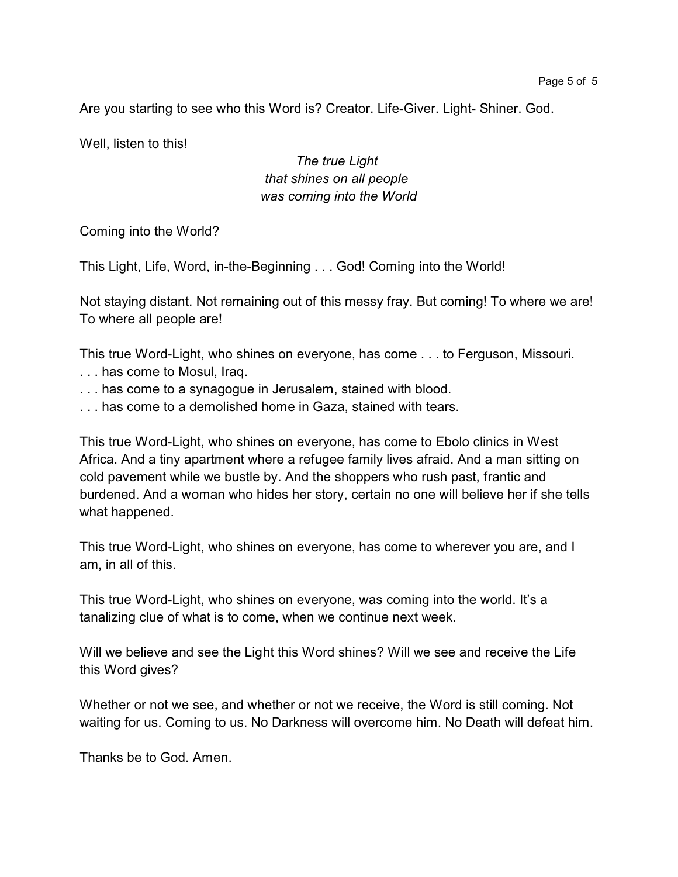Are you starting to see who this Word is? Creator. Life-Giver. Light- Shiner. God.

Well, listen to this!

*The true Light*
*that shines on all people*
*was coming into the World*

Coming into the World?

This Light, Life, Word, in-the-Beginning . . . God! Coming into the World!

Not staying distant. Not remaining out of this messy fray. But coming! To where we are! To where all people are!

This true Word-Light, who shines on everyone, has come . . . to Ferguson, Missouri.
. . . has come to Mosul, Iraq.
. . . has come to a synagogue in Jerusalem, stained with blood.
. . . has come to a demolished home in Gaza, stained with tears.

This true Word-Light, who shines on everyone, has come to Ebolo clinics in West Africa. And a tiny apartment where a refugee family lives afraid. And a man sitting on cold pavement while we bustle by. And the shoppers who rush past, frantic and burdened. And a woman who hides her story, certain no one will believe her if she tells what happened.

This true Word-Light, who shines on everyone, has come to wherever you are, and I am, in all of this.

This true Word-Light, who shines on everyone, was coming into the world. It's a tanalizing clue of what is to come, when we continue next week.

Will we believe and see the Light this Word shines? Will we see and receive the Life this Word gives?

Whether or not we see, and whether or not we receive, the Word is still coming. Not waiting for us. Coming to us. No Darkness will overcome him. No Death will defeat him.

Thanks be to God. Amen.